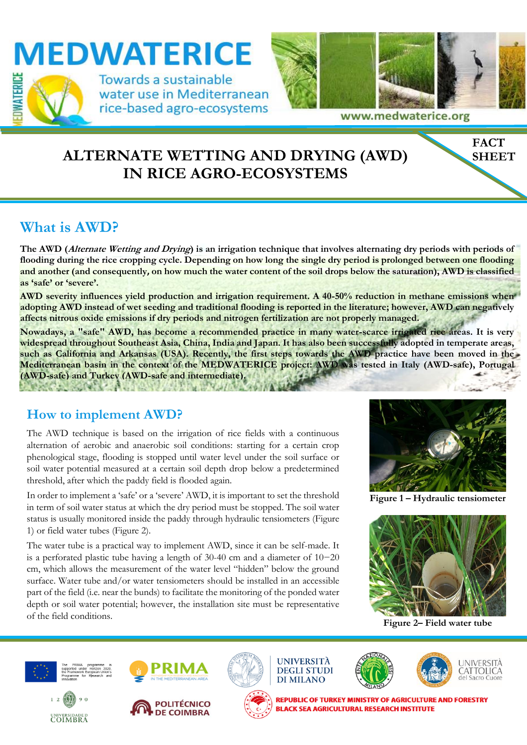# MEDWATERICE

Towards a sustainable water use in Mediterranean rice-based agro-ecosystems

www.medwaterice.org

FACT SHEET

# ALTERNATE WETTING AND DRYING (AWD) IN RICE AGRO-ECOSYSTEMS

## What is AWD?

**The AWD (*Alternate Wetting and Drying*) is an irrigation technique that involves alternating dry periods with periods of flooding during the rice cropping cycle. Depending on how long the single dry period is prolonged between one flooding and another (and consequently, on how much the water content of the soil drops below the saturation), AWD is classified as 'safe' or 'severe'.**

**AWD severity influences yield production and irrigation requirement. A 40-50% reduction in methane emissions when adopting AWD instead of wet seeding and traditional flooding is reported in the literature; however, AWD can negatively affects nitrous oxide emissions if dry periods and nitrogen fertilization are not properly managed.**

**Nowadays, a "safe" AWD, has become a recommended practice in many water-scarce irrigated rice areas. It is very widespread throughout Southeast Asia, China, India and Japan. It has also been successfully adopted in temperate areas, such as California and Arkansas (USA). Recently, the first steps towards the AWD practice have been moved in the Mediterranean basin in the context of the MEDWATERICE project: AWD was tested in Italy (AWD-safe), Portugal (AWD-safe) and Turkey (AWD-safe and intermediate).**

## How to implement AWD?

The AWD technique is based on the irrigation of rice fields with a continuous alternation of aerobic and anaerobic soil conditions: starting for a certain crop phenological stage, flooding is stopped until water level under the soil surface or soil water potential measured at a certain soil depth drop below a predetermined threshold, after which the paddy field is flooded again.

In order to implement a 'safe' or a 'severe' AWD, it is important to set the threshold in term of soil water status at which the dry period must be stopped. The soil water status is usually monitored inside the paddy through hydraulic tensiometers (Figure 1) or field water tubes (Figure 2).

The water tube is a practical way to implement AWD, since it can be self-made. It is a perforated plastic tube having a length of 30-40 cm and a diameter of 10−20 cm, which allows the measurement of the water level "hidden" below the ground surface. Water tube and/or water tensiometers should be installed in an accessible part of the field (i.e. near the bunds) to facilitate the monitoring of the ponded water depth or soil water potential; however, the installation site must be representative of the field conditions.

**Figure 1 – Hydraulic tensiometer**

**Figure 2– Field water tube**

The PRIMA programme is supported under Horizon 2020, the Framework European Union's Programme for Research and Innovation

PRIMA IN THE MEDITERRANEAN AREA

UNIVERSITÀ DEGLI STUDI DI MILANO

ENTE NAZIONALE RISI MILANO

UNIVERSITÀ CATTOLICA del Sacro Cuore

UNIVERSIDADE D COIMBRA

POLITÉCNICO DE COIMBRA

REPUBLIC OF TURKEY MINISTRY OF AGRICULTURE AND FORESTRY BLACK SEA AGRICULTURAL RESEARCH INSTITUTE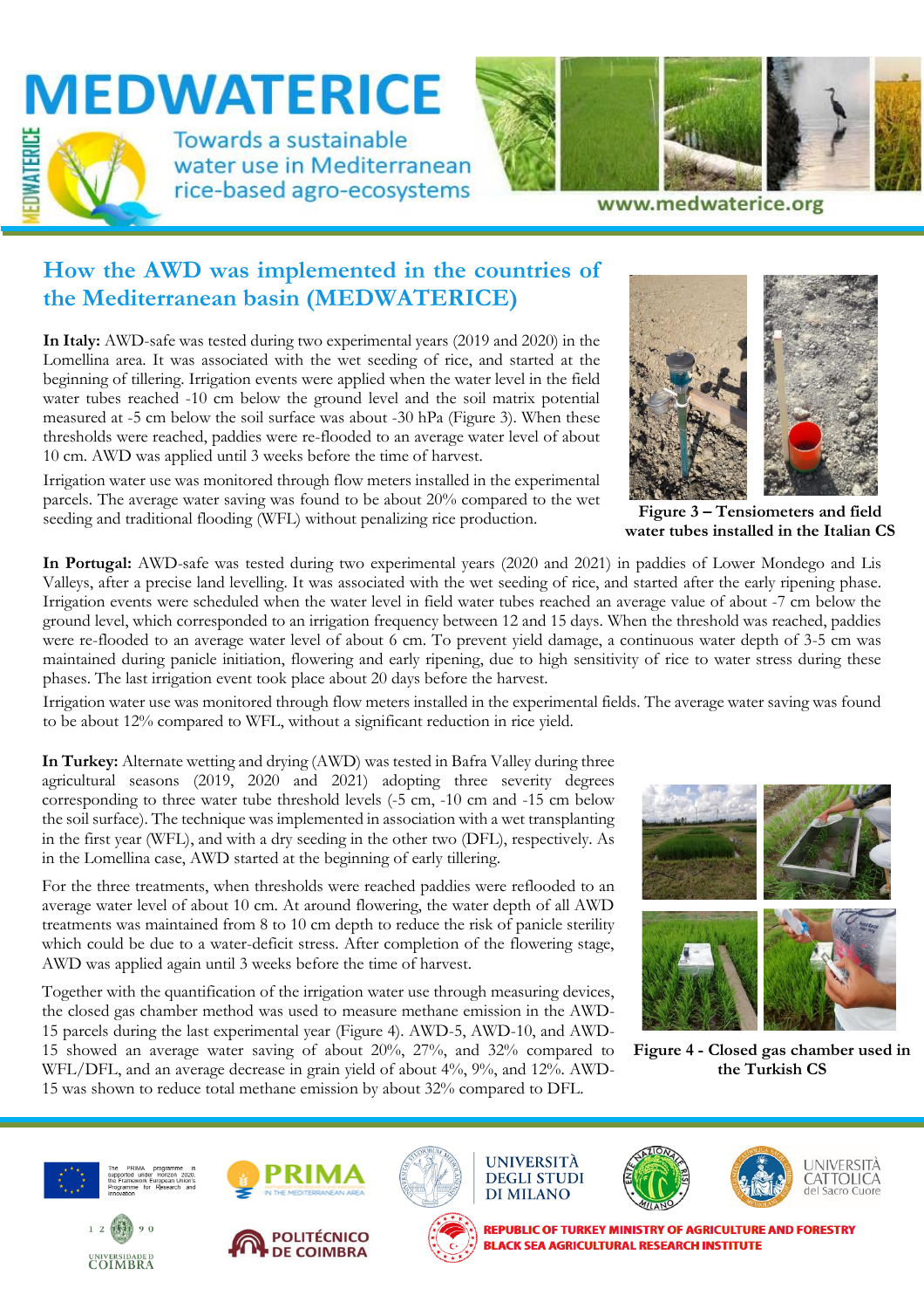# MEDWATERICE

Towards a sustainable water use in Mediterranean rice-based agro-ecosystems

www.medwaterice.org

## How the AWD was implemented in the countries of the Mediterranean basin (MEDWATERICE)

**In Italy:** AWD-safe was tested during two experimental years (2019 and 2020) in the Lomellina area. It was associated with the wet seeding of rice, and started at the beginning of tillering. Irrigation events were applied when the water level in the field water tubes reached the ground level, -10 cm below the soil matrix potential measured at -5 cm below the soil surface was about -30 hPa (Figure 3). When these thresholds were reached, paddies were re-flooded to an average water level of about 10 cm. AWD was applied until 3 weeks before the time of harvest.

Irrigation water use was monitored through flow meters installed in the experimental parcels. The average water saving was found to be about 20% compared to the wet seeding and traditional flooding (WFL) without penalizing rice production.

Figure 3 – Tensiometers and field water tubes installed in the Italian CS

**In Portugal:** AWD-safe was tested during two experimental years (2020 and 2021) in paddies of Lower Mondego and Lis Valleys, after a precise land levelling. It was associated with the wet seeding of rice, and started after the early ripening phase. Irrigation events were scheduled when the water level in field water tubes reached an average value of about -7 cm below the ground level, which corresponded to an irrigation frequency between 12 and 15 days. When the threshold was reached, paddies were re-flooded to an average water level of about 6 cm. To prevent yield damage, a continuous water depth of 3-5 cm was maintained during panicle initiation, flowering and early ripening, due to high sensitivity of rice to water stress during these phases. The last irrigation event took place about 20 days before the harvest.

Irrigation water use was monitored through flow meters installed in the experimental fields. The average water saving was found to be about 12% compared to WFL, without a significant reduction in rice yield.

**In Turkey:** Alternate wetting and drying (AWD) was tested in Bafra Valley during three agricultural seasons (2019, 2020 and 2021) adopting three severity degrees corresponding to three water tube threshold levels (-5 cm, -10 cm and -15 cm below the soil surface). The technique was implemented in association with a wet transplanting in the first year (WFL), and with a dry seeding in the other two (DFL), respectively. As in the Lomellina case, AWD started at the beginning of early tillering.

For the three treatments, when thresholds were reached paddies were reflooded to an average water level of about 10 cm. At around flowering, the water depth of all AWD treatments was maintained from 8 to 10 cm depth to reduce the risk of panicle sterility which could be due to a water-deficit stress. After completion of the flowering stage, AWD was applied again until 3 weeks before the time of harvest.

Together with the quantification of the irrigation water use through measuring devices, the closed gas chamber method was used to measure methane emission in the AWD-15 parcels during the last experimental year (Figure 4). AWD-5, AWD-10, and AWD-15 showed an average water saving of about 20%, 27%, and 32% compared to WFL/DFL, and an average decrease in grain yield of about 4%, 9%, and 12%. AWD-15 was shown to reduce total methane emission by about 32% compared to DFL.

Figure 4 - Closed gas chamber used in the Turkish CS

The PRIMA programme is supported under Horizon 2020, the Framework European Union's Programme for Research and Innovation

PRIMA IN THE MEDITERRANEAN AREA

UNIVERSITÀ DEGLI STUDI DI MILANO

ENTE NAZIONALE RISI MILANO

UNIVERSITÀ CATTOLICA del Sacro Cuore

UNIVERSIDADE D COIMBRA

POLITÉCNICO DE COIMBRA

REPUBLIC OF TURKEY MINISTRY OF AGRICULTURE AND FORESTRY
BLACK SEA AGRICULTURAL RESEARCH INSTITUTE